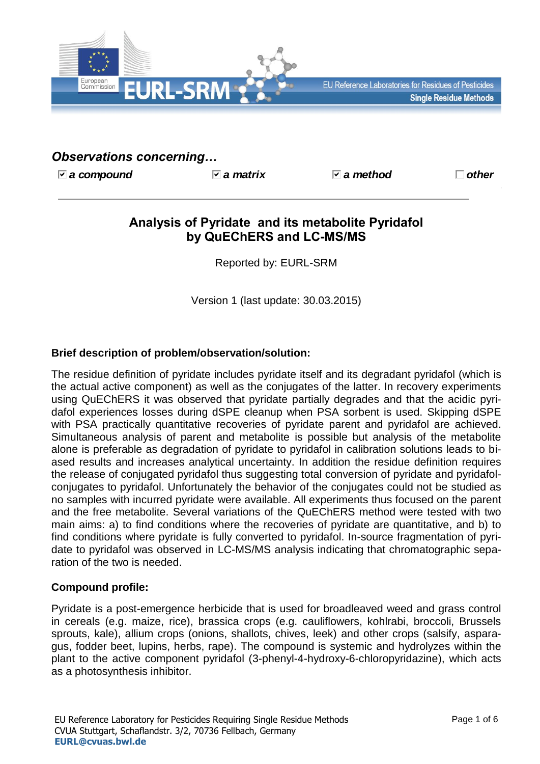## Observations concerning…

☑ ***a compound*** ☑ ***a matrix*** ☑ ***a method*** ☐ ***other***

# Analysis of Pyridate and its metabolite Pyridafol by QuEChERS and LC-MS/MS

Reported by: EURL-SRM

Version 1 (last update: 30.03.2015)

**Brief description of problem/observation/solution:**

The residue definition of pyridate includes pyridate itself and its degradant pyridafol (which is the actual active component) as well as the conjugates of the latter. In recovery experiments using QuEChERS it was observed that pyridate partially degrades and that the acidic pyridafol experiences losses during dSPE cleanup when PSA sorbent is used. Skipping dSPE with PSA practically quantitative recoveries of pyridate parent and pyridafol are achieved. Simultaneous analysis of parent and metabolite is possible but analysis of the metabolite alone is preferable as degradation of pyridate to pyridafol in calibration solutions leads to biased results and increases analytical uncertainty. In addition the residue definition requires the release of conjugated pyridafol thus suggesting total conversion of pyridate and pyridafol-conjugates to pyridafol. Unfortunately the behavior of the conjugates could not be studied as no samples with incurred pyridate were available. All experiments thus focused on the parent and the free metabolite. Several variations of the QuEChERS method were tested with two main aims: a) to find conditions where the recoveries of pyridate are quantitative, and b) to find conditions where pyridate is fully converted to pyridafol. In-source fragmentation of pyridate to pyridafol was observed in LC-MS/MS analysis indicating that chromatographic separation of the two is needed.

**Compound profile:**

Pyridate is a post-emergence herbicide that is used for broadleaved weed and grass control in cereals (e.g. maize, rice), brassica crops (e.g. cauliflowers, kohlrabi, broccoli, Brussels sprouts, kale), allium crops (onions, shallots, chives, leek) and other crops (salsify, asparagus, fodder beet, lupins, herbs, rape). The compound is systemic and hydrolyzes within the plant to the active component pyridafol (3-phenyl-4-hydroxy-6-chloropyridazine), which acts as a photosynthesis inhibitor.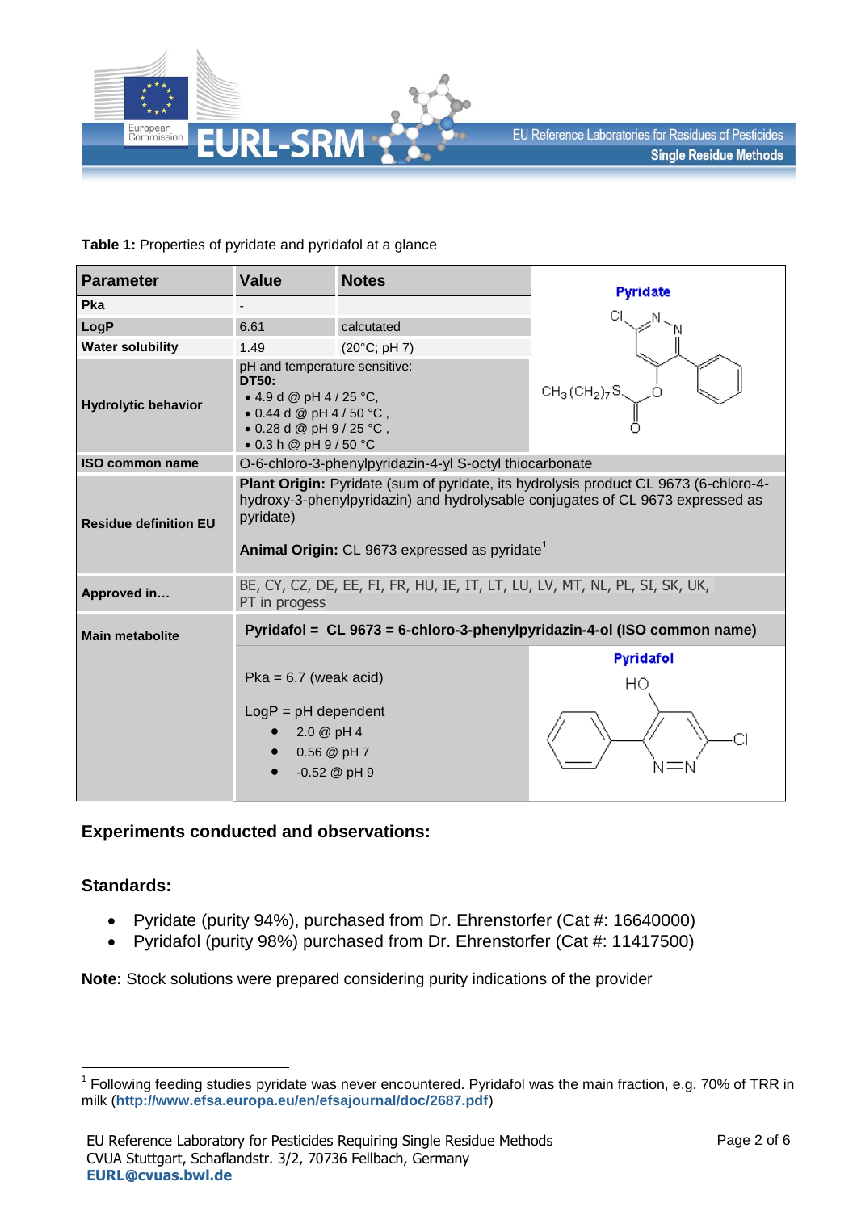**Table 1:** Properties of pyridate and pyridafol at a glance

| Parameter | Value | Notes |
|---|---|---|
| Pka | - | |
| LogP | 6.61 | calcutated |
| Water solubility | 1.49 | (20°C; pH 7) |
| Hydrolytic behavior | pH and temperature sensitive: **DT50:** • 4.9 d @ pH 4 / 25 °C, • 0.44 d @ pH 4 / 50 °C , • 0.28 d @ pH 9 / 25 °C , • 0.3 h @ pH 9 / 50 °C | |
| ISO common name | O-6-chloro-3-phenylpyridazin-4-yl S-octyl thiocarbonate | |
| Residue definition EU | **Plant Origin:** Pyridate (sum of pyridate, its hydrolysis product CL 9673 (6-chloro-4-hydroxy-3-phenylpyridazin) and hydrolysable conjugates of CL 9673 expressed as pyridate) **Animal Origin:** CL 9673 expressed as pyridate[1] | |
| Approved in… | BE, CY, CZ, DE, EE, FI, FR, HU, IE, IT, LT, LU, LV, MT, NL, PL, SI, SK, UK, PT in progess | |
| Main metabolite | **Pyridafol = CL 9673 = 6-chloro-3-phenylpyridazin-4-ol (ISO common name)** Pka = 6.7 (weak acid) LogP = pH dependent • 2.0 @ pH 4 • 0.56 @ pH 7 • -0.52 @ pH 9 | |

## Experiments conducted and observations:

### Standards:

- Pyridate (purity 94%), purchased from Dr. Ehrenstorfer (Cat #: 16640000)
- Pyridafol (purity 98%) purchased from Dr. Ehrenstorfer (Cat #: 11417500)

**Note:** Stock solutions were prepared considering purity indications of the provider

[1] Following feeding studies pyridate was never encountered. Pyridafol was the main fraction, e.g. 70% of TRR in milk (**http://www.efsa.europa.eu/en/efsajournal/doc/2687.pdf**)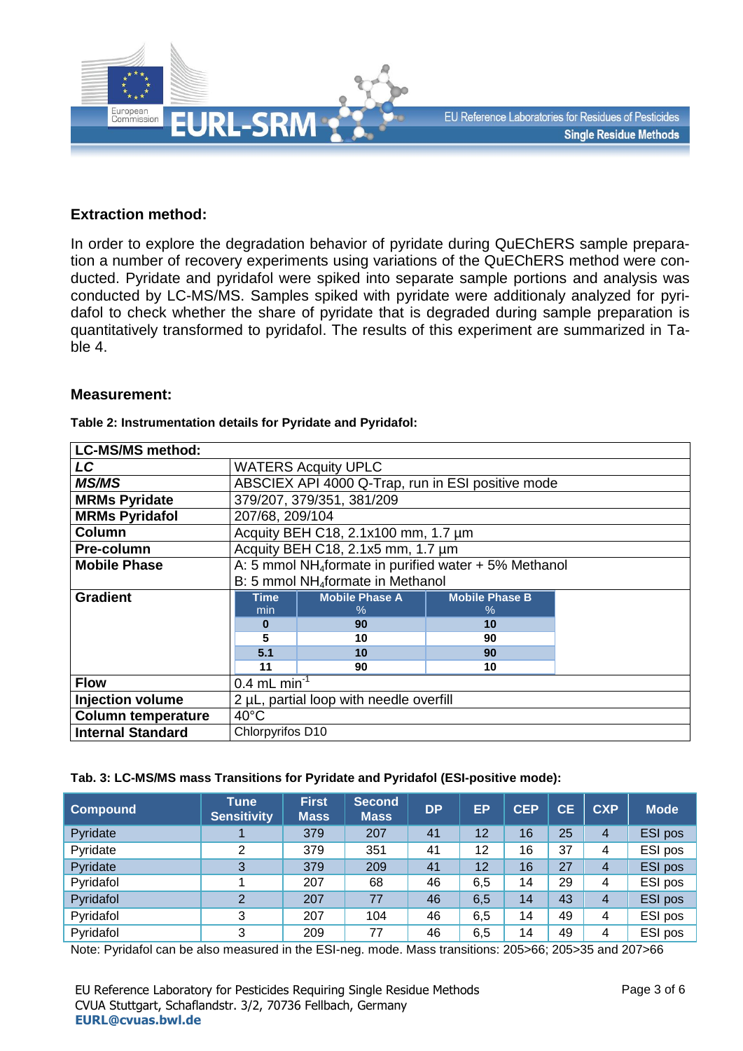### Extraction method:

In order to explore the degradation behavior of pyridate during QuEChERS sample preparation a number of recovery experiments using variations of the QuEChERS method were conducted. Pyridate and pyridafol were spiked into separate sample portions and analysis was conducted by LC-MS/MS. Samples spiked with pyridate were additionaly analyzed for pyridafol to check whether the share of pyridate that is degraded during sample preparation is quantitatively transformed to pyridafol. The results of this experiment are summarized in Table 4.

### Measurement:

**Table 2: Instrumentation details for Pyridate and Pyridafol:**

| **LC-MS/MS method:** | |
|---|---|
| ***LC*** | WATERS Acquity UPLC |
| ***MS/MS*** | ABSCIEX API 4000 Q-Trap, run in ESI positive mode |
| **MRMs Pyridate** | 379/207, 379/351, 381/209 |
| **MRMs Pyridafol** | 207/68, 209/104 |
| **Column** | Acquity BEH C18, 2.1x100 mm, 1.7 µm |
| **Pre-column** | Acquity BEH C18, 2.1x5 mm, 1.7 µm |
| **Mobile Phase** | A: 5 mmol $NH_4$formate in purified water + 5% Methanol<br>B: 5 mmol $NH_4$formate in Methanol |
| **Gradient** | see gradient table below |
| **Flow** | 0.4 mL $min^{-1}$ |
| **Injection volume** | 2 µL, partial loop with needle overfill |
| **Column temperature** | 40°C |
| **Internal Standard** | Chlorpyrifos D10 |

Gradient:

| Time min | Mobile Phase A % | Mobile Phase B % |
|---|---|---|
| 0 | 90 | 10 |
| 5 | 10 | 90 |
| 5.1 | 10 | 90 |
| 11 | 90 | 10 |

**Tab. 3: LC-MS/MS mass Transitions for Pyridate and Pyridafol (ESI-positive mode):**

| Compound | Tune Sensitivity | First Mass | Second Mass | DP | EP | CEP | CE | CXP | Mode |
|---|---|---|---|---|---|---|---|---|---|
| Pyridate | 1 | 379 | 207 | 41 | 12 | 16 | 25 | 4 | ESI pos |
| Pyridate | 2 | 379 | 351 | 41 | 12 | 16 | 37 | 4 | ESI pos |
| Pyridate | 3 | 379 | 209 | 41 | 12 | 16 | 27 | 4 | ESI pos |
| Pyridafol | 1 | 207 | 68 | 46 | 6,5 | 14 | 29 | 4 | ESI pos |
| Pyridafol | 2 | 207 | 77 | 46 | 6,5 | 14 | 43 | 4 | ESI pos |
| Pyridafol | 3 | 207 | 104 | 46 | 6,5 | 14 | 49 | 4 | ESI pos |
| Pyridafol | 3 | 209 | 77 | 46 | 6,5 | 14 | 49 | 4 | ESI pos |

Note: Pyridafol can be also measured in the ESI-neg. mode. Mass transitions: 205>66; 205>35 and 207>66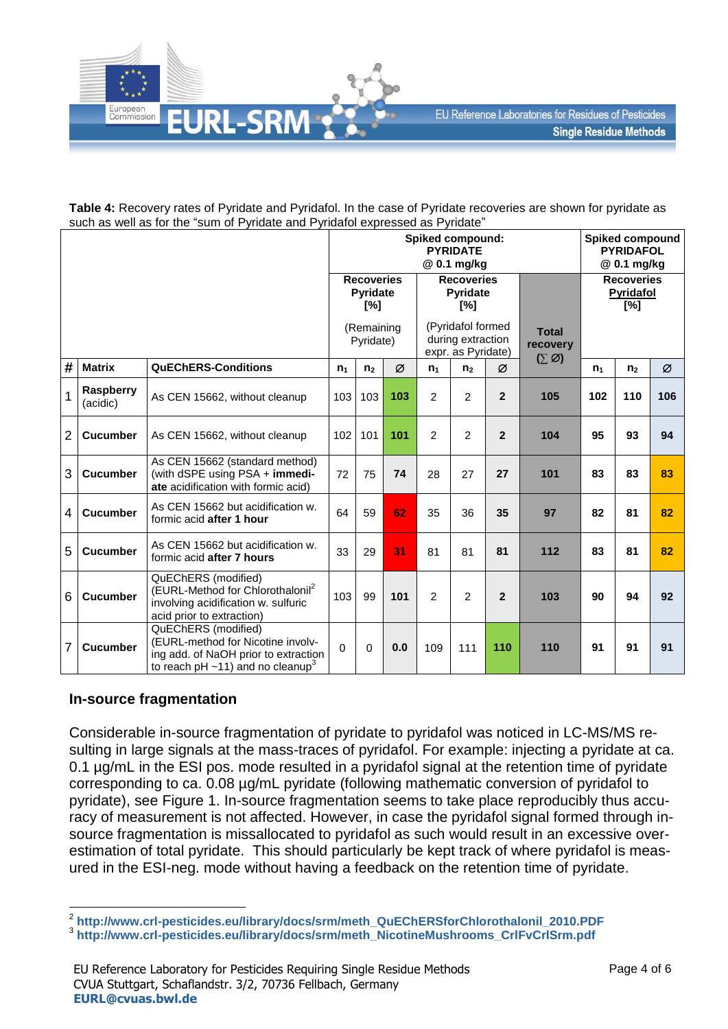**Table 4:** Recovery rates of Pyridate and Pyridafol. In the case of Pyridate recoveries are shown for pyridate as such as well as for the "sum of Pyridate and Pyridafol expressed as Pyridate"

| | | | Spiked compound: PYRIDATE @ 0.1 mg/kg | | | | | | | Spiked compound PYRIDAFOL @ 0.1 mg/kg | | |
|---|---|---|---|---|---|---|---|---|---|---|---|---|
| | | | Recoveries Pyridate [%] (Remaining Pyridate) | | | Recoveries Pyridate [%] (Pyridafol formed during extraction expr. as Pyridate) | | | Total recovery (∑ ∅) | Recoveries Pyridafol [%] | | |
| # | Matrix | QuEChERS-Conditions | $n_1$ | $n_2$ | ∅ | $n_1$ | $n_2$ | ∅ | | $n_1$ | $n_2$ | ∅ |
| 1 | **Raspberry** (acidic) | As CEN 15662, without cleanup | 103 | 103 | **103** | 2 | 2 | **2** | **105** | **102** | **110** | **106** |
| 2 | **Cucumber** | As CEN 15662, without cleanup | 102 | 101 | **101** | 2 | 2 | **2** | **104** | **95** | **93** | **94** |
| 3 | **Cucumber** | As CEN 15662 (standard method) (with dSPE using PSA + **immediate** acidification with formic acid) | 72 | 75 | **74** | 28 | 27 | **27** | **101** | **83** | **83** | **83** |
| 4 | **Cucumber** | As CEN 15662 but acidification w. formic acid **after 1 hour** | 64 | 59 | **62** | 35 | 36 | **35** | **97** | **82** | **81** | **82** |
| 5 | **Cucumber** | As CEN 15662 but acidification w. formic acid **after 7 hours** | 33 | 29 | **31** | 81 | 81 | **81** | **112** | **83** | **81** | **82** |
| 6 | **Cucumber** | QuEChERS (modified) (EURL-Method for Chlorothalonil[2] involving acidification w. sulfuric acid prior to extraction) | 103 | 99 | **101** | 2 | 2 | **2** | **103** | **90** | **94** | **92** |
| 7 | **Cucumber** | QuEChERS (modified) (EURL-method for Nicotine involving add. of NaOH prior to extraction to reach pH ~11) and no cleanup[3] | 0 | 0 | **0.0** | 109 | 111 | **110** | **110** | **91** | **91** | **91** |

## In-source fragmentation

Considerable in-source fragmentation of pyridate to pyridafol was noticed in LC-MS/MS resulting in large signals at the mass-traces of pyridafol. For example: injecting a pyridate at ca. 0.1 µg/mL in the ESI pos. mode resulted in a pyridafol signal at the retention time of pyridate corresponding to ca. 0.08 µg/mL pyridate (following mathematic conversion of pyridafol to pyridate), see Figure 1. In-source fragmentation seems to take place reproducibly thus accuracy of measurement is not affected. However, in case the pyridafol signal formed through in-source fragmentation is missallocated to pyridafol as such would result in an excessive overestimation of total pyridate. This should particularly be kept track of where pyridafol is measured in the ESI-neg. mode without having a feedback on the retention time of pyridate.

---

[2] **http://www.crl-pesticides.eu/library/docs/srm/meth_QuEChERSforChlorothalonil_2010.PDF**

[3] **http://www.crl-pesticides.eu/library/docs/srm/meth_NicotineMushrooms_CrlFvCrlSrm.pdf**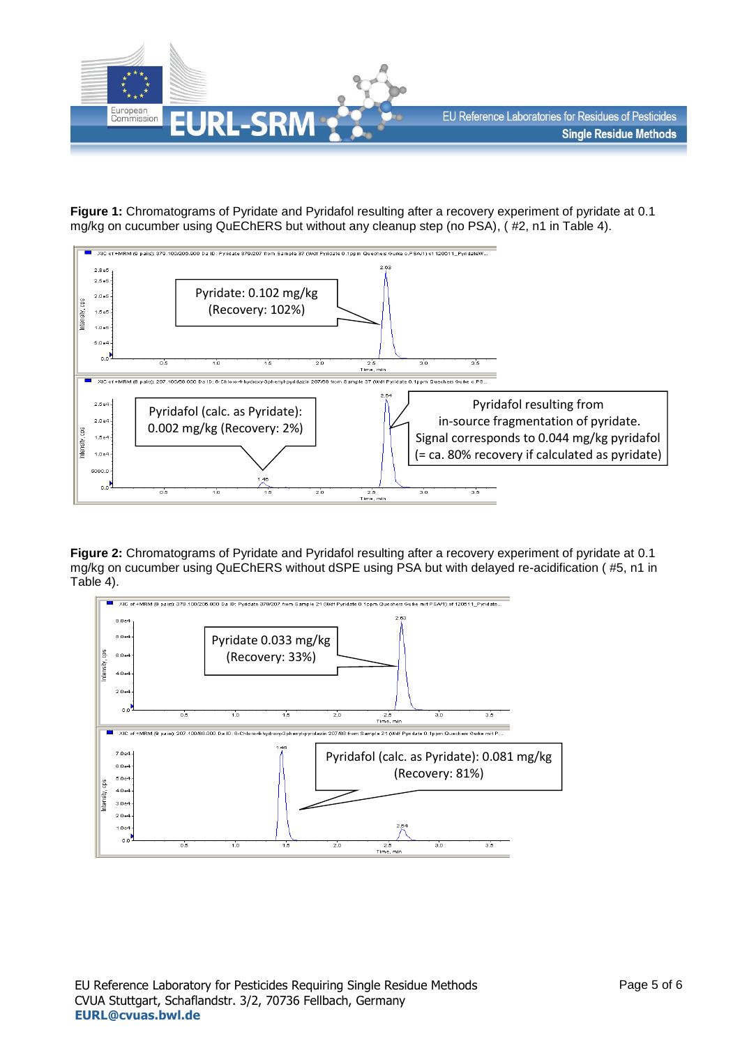**Figure 1:** Chromatograms of Pyridate and Pyridafol resulting after a recovery experiment of pyridate at 0.1 mg/kg on cucumber using QuEChERS but without any cleanup step (no PSA), ( #2, n1 in Table 4).

Pyridate: 0.102 mg/kg (Recovery: 102%)

Pyridafol (calc. as Pyridate): 0.002 mg/kg (Recovery: 2%)

Pyridafol resulting from in-source fragmentation of pyridate. Signal corresponds to 0.044 mg/kg pyridafol (= ca. 80% recovery if calculated as pyridate)

**Figure 2:** Chromatograms of Pyridate and Pyridafol resulting after a recovery experiment of pyridate at 0.1 mg/kg on cucumber using QuEChERS without dSPE using PSA but with delayed re-acidification ( #5, n1 in Table 4).

Pyridate 0.033 mg/kg (Recovery: 33%)

Pyridafol (calc. as Pyridate): 0.081 mg/kg (Recovery: 81%)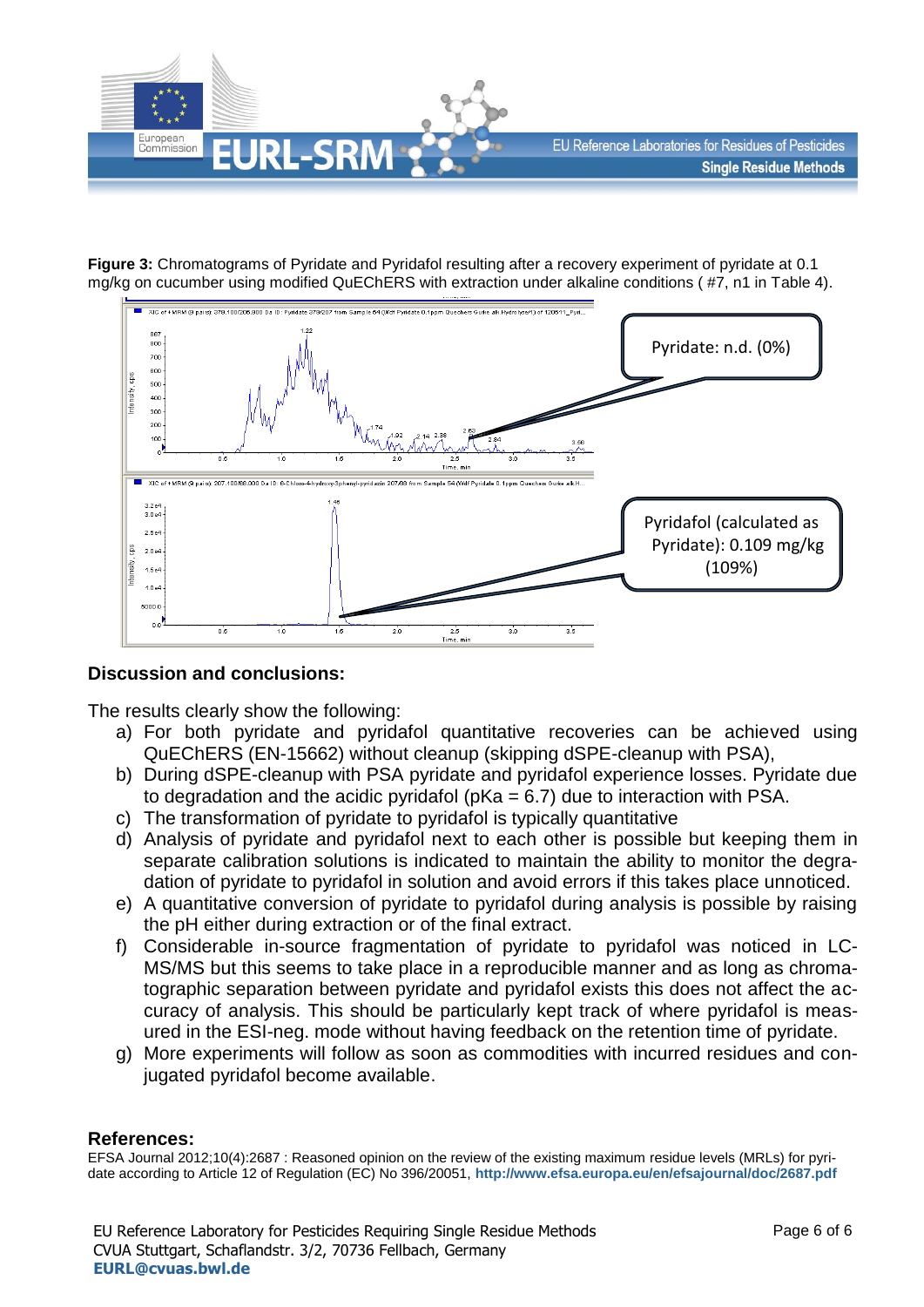**Figure 3:** Chromatograms of Pyridate and Pyridafol resulting after a recovery experiment of pyridate at 0.1 mg/kg on cucumber using modified QuEChERS with extraction under alkaline conditions ( #7, n1 in Table 4).

Pyridate: n.d. (0%)

Pyridafol (calculated as Pyridate): 0.109 mg/kg (109%)

### Discussion and conclusions:

The results clearly show the following:

a) For both pyridate and pyridafol quantitative recoveries can be achieved using QuEChERS (EN-15662) without cleanup (skipping dSPE-cleanup with PSA),
b) During dSPE-cleanup with PSA pyridate and pyridafol experience losses. Pyridate due to degradation and the acidic pyridafol (pKa = 6.7) due to interaction with PSA.
c) The transformation of pyridate to pyridafol is typically quantitative
d) Analysis of pyridate and pyridafol next to each other is possible but keeping them in separate calibration solutions is indicated to maintain the ability to monitor the degradation of pyridate to pyridafol in solution and avoid errors if this takes place unnoticed.
e) A quantitative conversion of pyridate to pyridafol during analysis is possible by raising the pH either during extraction or of the final extract.
f) Considerable in-source fragmentation of pyridate to pyridafol was noticed in LC-MS/MS but this seems to take place in a reproducible manner and as long as chromatographic separation between pyridate and pyridafol exists this does not affect the accuracy of analysis. This should be particularly kept track of where pyridafol is measured in the ESI-neg. mode without having feedback on the retention time of pyridate.
g) More experiments will follow as soon as commodities with incurred residues and conjugated pyridafol become available.

### References:

EFSA Journal 2012;10(4):2687 : Reasoned opinion on the review of the existing maximum residue levels (MRLs) for pyridate according to Article 12 of Regulation (EC) No 396/20051, **http://www.efsa.europa.eu/en/efsajournal/doc/2687.pdf**